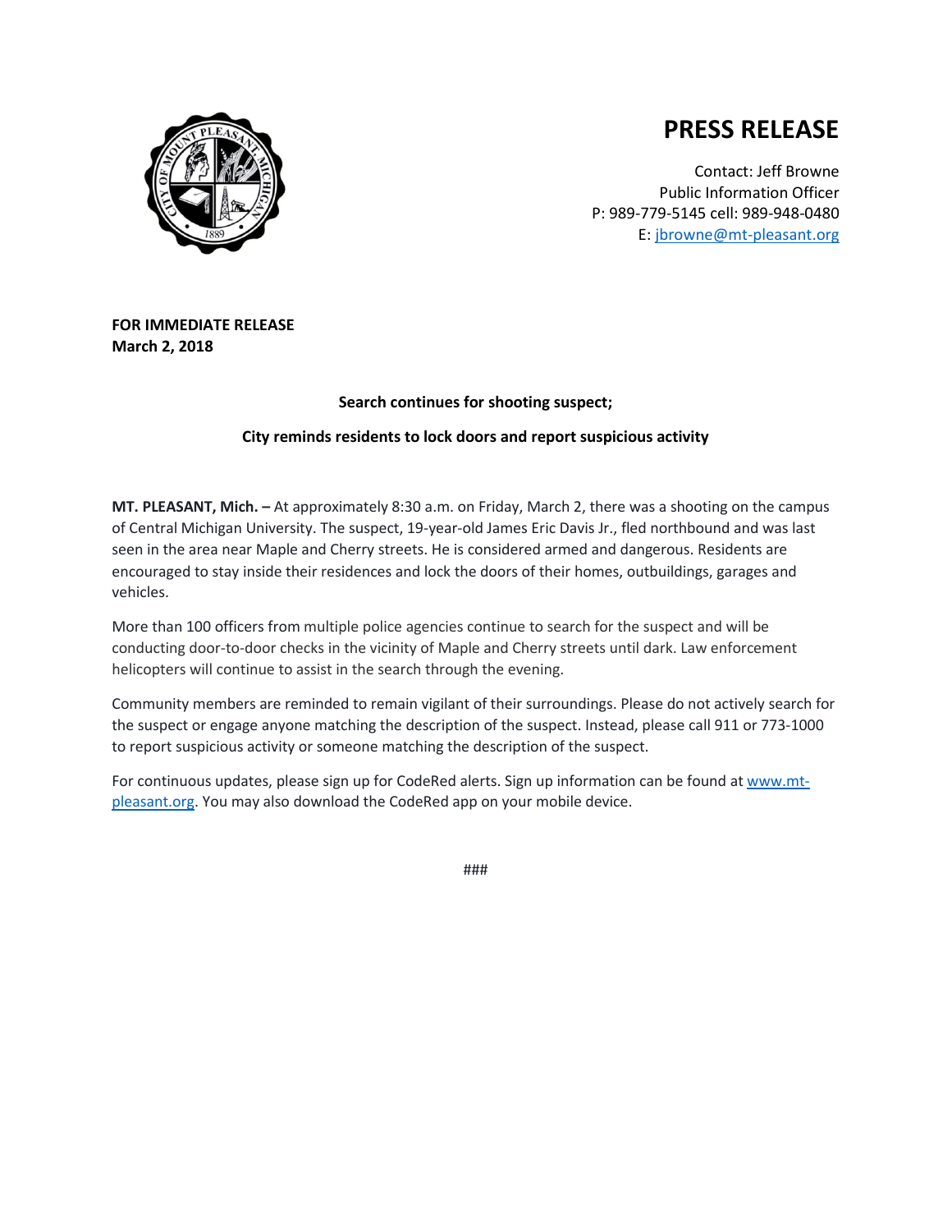# PRESS RELEASE

Contact: Jeff Browne
Public Information Officer
P: 989-779-5145 cell: 989-948-0480
E: jbrowne@mt-pleasant.org

**FOR IMMEDIATE RELEASE**
**March 2, 2018**

**Search continues for shooting suspect;**

**City reminds residents to lock doors and report suspicious activity**

**MT. PLEASANT, Mich. –** At approximately 8:30 a.m. on Friday, March 2, there was a shooting on the campus of Central Michigan University. The suspect, 19-year-old James Eric Davis Jr., fled northbound and was last seen in the area near Maple and Cherry streets. He is considered armed and dangerous. Residents are encouraged to stay inside their residences and lock the doors of their homes, outbuildings, garages and vehicles.

More than 100 officers from multiple police agencies continue to search for the suspect and will be conducting door-to-door checks in the vicinity of Maple and Cherry streets until dark. Law enforcement helicopters will continue to assist in the search through the evening.

Community members are reminded to remain vigilant of their surroundings. Please do not actively search for the suspect or engage anyone matching the description of the suspect. Instead, please call 911 or 773-1000 to report suspicious activity or someone matching the description of the suspect.

For continuous updates, please sign up for CodeRed alerts. Sign up information can be found at www.mt-pleasant.org. You may also download the CodeRed app on your mobile device.

###